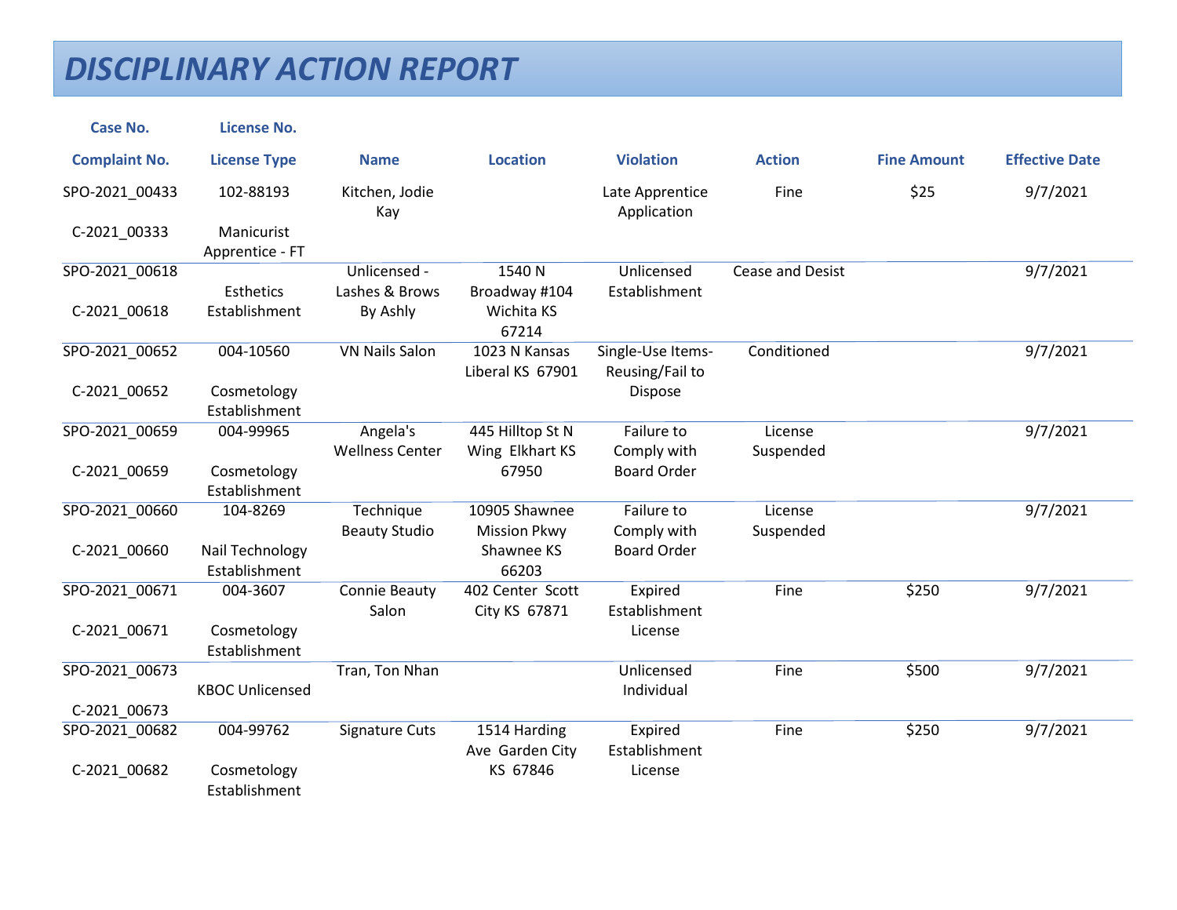# DISCIPLINARY ACTION REPORT

| Case No. / Complaint No. | License No. / License Type | Name | Location | Violation | Action | Fine Amount | Effective Date |
|---|---|---|---|---|---|---|---|
| SPO-2021_00433 C-2021_00333 | 102-88193 Manicurist Apprentice - FT | Kitchen, Jodie Kay | | Late Apprentice Application | Fine | $25 | 9/7/2021 |
| SPO-2021_00618 C-2021_00618 | Esthetics Establishment | Unlicensed - Lashes & Brows By Ashly | 1540 N Broadway #104 Wichita KS 67214 | Unlicensed Establishment | Cease and Desist | | 9/7/2021 |
| SPO-2021_00652 C-2021_00652 | 004-10560 Cosmetology Establishment | VN Nails Salon | 1023 N Kansas Liberal KS 67901 | Single-Use Items-Reusing/Fail to Dispose | Conditioned | | 9/7/2021 |
| SPO-2021_00659 C-2021_00659 | 004-99965 Cosmetology Establishment | Angela's Wellness Center | 445 Hilltop St N Wing Elkhart KS 67950 | Failure to Comply with Board Order | License Suspended | | 9/7/2021 |
| SPO-2021_00660 C-2021_00660 | 104-8269 Nail Technology Establishment | Technique Beauty Studio | 10905 Shawnee Mission Pkwy Shawnee KS 66203 | Failure to Comply with Board Order | License Suspended | | 9/7/2021 |
| SPO-2021_00671 C-2021_00671 | 004-3607 Cosmetology Establishment | Connie Beauty Salon | 402 Center Scott City KS 67871 | Expired Establishment License | Fine | $250 | 9/7/2021 |
| SPO-2021_00673 C-2021_00673 | KBOC Unlicensed | Tran, Ton Nhan | | Unlicensed Individual | Fine | $500 | 9/7/2021 |
| SPO-2021_00682 C-2021_00682 | 004-99762 Cosmetology Establishment | Signature Cuts | 1514 Harding Ave Garden City KS 67846 | Expired Establishment License | Fine | $250 | 9/7/2021 |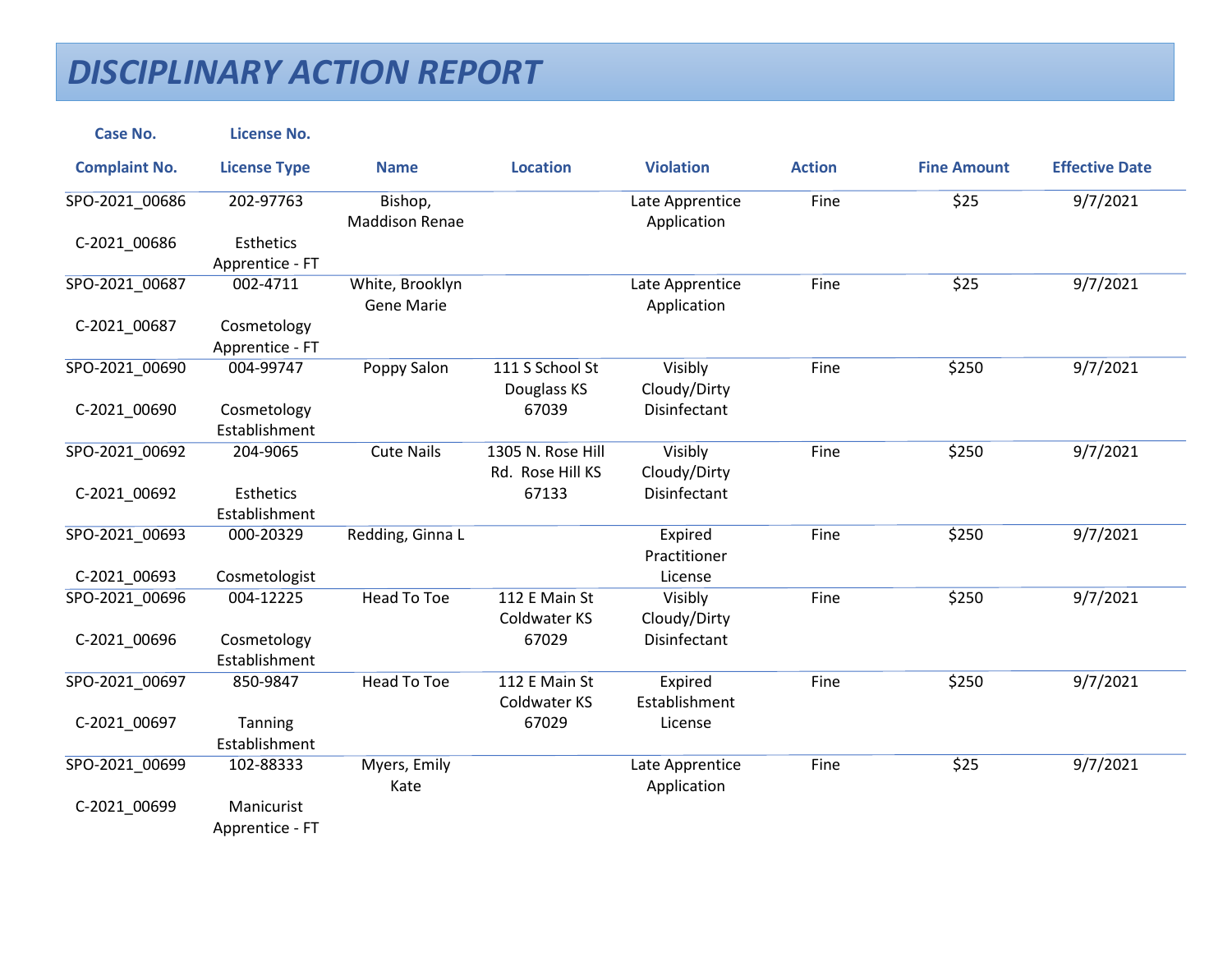# DISCIPLINARY ACTION REPORT

| Case No.<br>Complaint No. | License No.<br>License Type | Name | Location | Violation | Action | Fine Amount | Effective Date |
|---|---|---|---|---|---|---|---|
| SPO-2021_00686<br>C-2021_00686 | 202-97763<br>Esthetics Apprentice - FT | Bishop, Maddison Renae | | Late Apprentice Application | Fine | $25 | 9/7/2021 |
| SPO-2021_00687<br>C-2021_00687 | 002-4711<br>Cosmetology Apprentice - FT | White, Brooklyn Gene Marie | | Late Apprentice Application | Fine | $25 | 9/7/2021 |
| SPO-2021_00690<br>C-2021_00690 | 004-99747<br>Cosmetology Establishment | Poppy Salon | 111 S School St Douglass KS 67039 | Visibly Cloudy/Dirty Disinfectant | Fine | $250 | 9/7/2021 |
| SPO-2021_00692<br>C-2021_00692 | 204-9065<br>Esthetics Establishment | Cute Nails | 1305 N. Rose Hill Rd. Rose Hill KS 67133 | Visibly Cloudy/Dirty Disinfectant | Fine | $250 | 9/7/2021 |
| SPO-2021_00693<br>C-2021_00693 | 000-20329<br>Cosmetologist | Redding, Ginna L | | Expired Practitioner License | Fine | $250 | 9/7/2021 |
| SPO-2021_00696<br>C-2021_00696 | 004-12225<br>Cosmetology Establishment | Head To Toe | 112 E Main St Coldwater KS 67029 | Visibly Cloudy/Dirty Disinfectant | Fine | $250 | 9/7/2021 |
| SPO-2021_00697<br>C-2021_00697 | 850-9847<br>Tanning Establishment | Head To Toe | 112 E Main St Coldwater KS 67029 | Expired Establishment License | Fine | $250 | 9/7/2021 |
| SPO-2021_00699<br>C-2021_00699 | 102-88333<br>Manicurist Apprentice - FT | Myers, Emily Kate | | Late Apprentice Application | Fine | $25 | 9/7/2021 |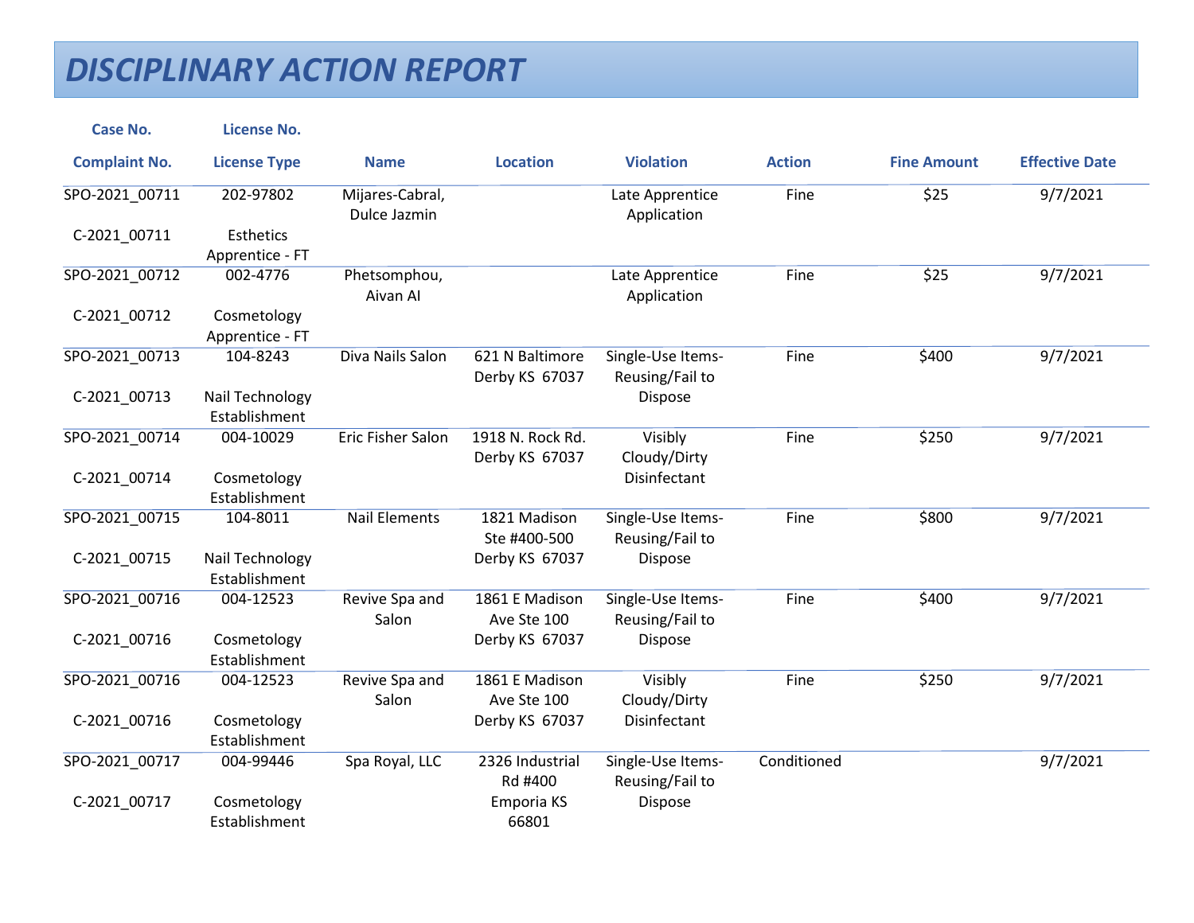# DISCIPLINARY ACTION REPORT

| Case No. / Complaint No. | License No. / License Type | Name | Location | Violation | Action | Fine Amount | Effective Date |
|---|---|---|---|---|---|---|---|
| SPO-2021_00711 C-2021_00711 | 202-97802 Esthetics Apprentice - FT | Mijares-Cabral, Dulce Jazmin | | Late Apprentice Application | Fine | $25 | 9/7/2021 |
| SPO-2021_00712 C-2021_00712 | 002-4776 Cosmetology Apprentice - FT | Phetsomphou, Aivan Al | | Late Apprentice Application | Fine | $25 | 9/7/2021 |
| SPO-2021_00713 C-2021_00713 | 104-8243 Nail Technology Establishment | Diva Nails Salon | 621 N Baltimore Derby KS 67037 | Single-Use Items-Reusing/Fail to Dispose | Fine | $400 | 9/7/2021 |
| SPO-2021_00714 C-2021_00714 | 004-10029 Cosmetology Establishment | Eric Fisher Salon | 1918 N. Rock Rd. Derby KS 67037 | Visibly Cloudy/Dirty Disinfectant | Fine | $250 | 9/7/2021 |
| SPO-2021_00715 C-2021_00715 | 104-8011 Nail Technology Establishment | Nail Elements | 1821 Madison Ste #400-500 Derby KS 67037 | Single-Use Items-Reusing/Fail to Dispose | Fine | $800 | 9/7/2021 |
| SPO-2021_00716 C-2021_00716 | 004-12523 Cosmetology Establishment | Revive Spa and Salon | 1861 E Madison Ave Ste 100 Derby KS 67037 | Single-Use Items-Reusing/Fail to Dispose | Fine | $400 | 9/7/2021 |
| SPO-2021_00716 C-2021_00716 | 004-12523 Cosmetology Establishment | Revive Spa and Salon | 1861 E Madison Ave Ste 100 Derby KS 67037 | Visibly Cloudy/Dirty Disinfectant | Fine | $250 | 9/7/2021 |
| SPO-2021_00717 C-2021_00717 | 004-99446 Cosmetology Establishment | Spa Royal, LLC | 2326 Industrial Rd #400 Emporia KS 66801 | Single-Use Items-Reusing/Fail to Dispose | Conditioned | | 9/7/2021 |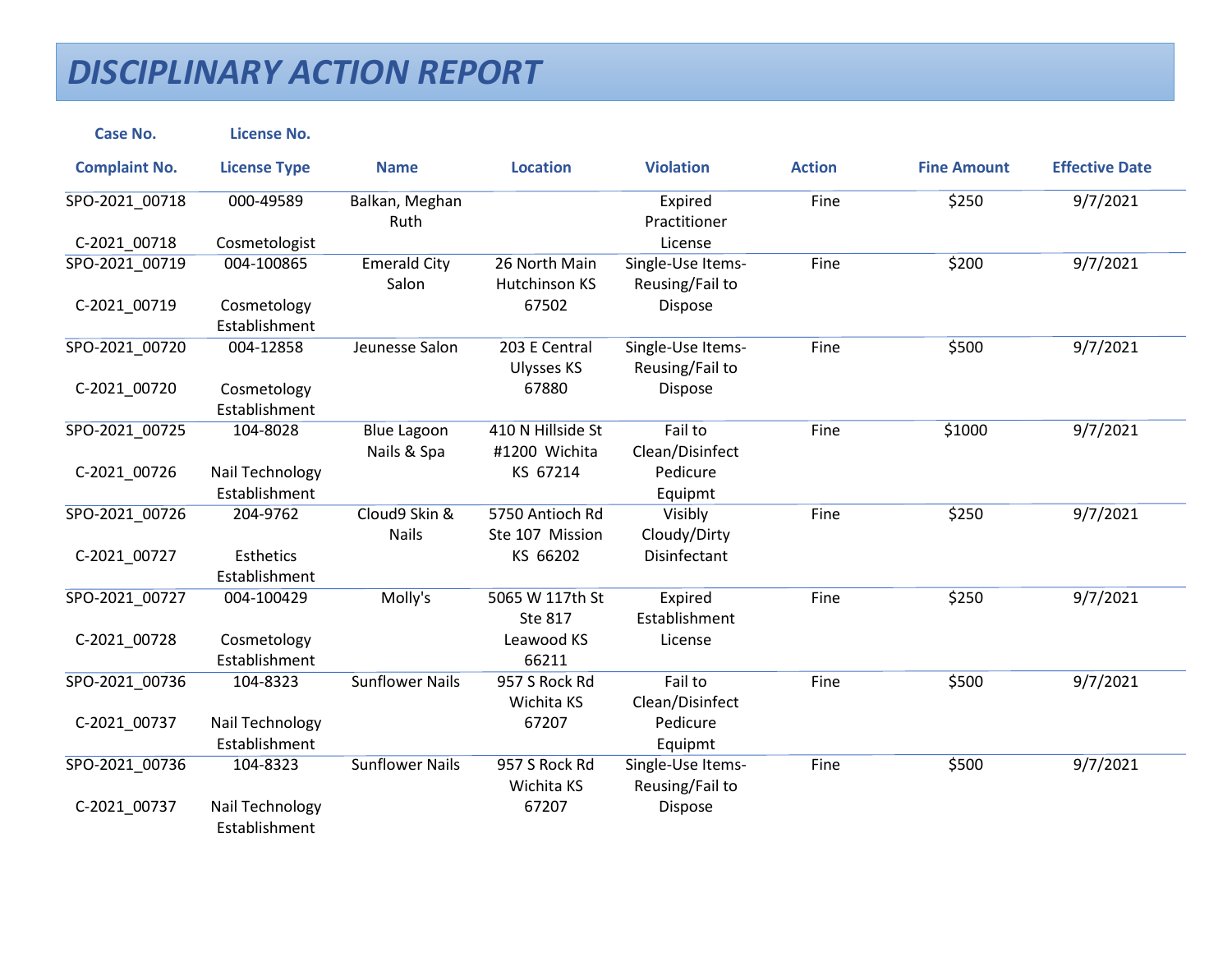# DISCIPLINARY ACTION REPORT

| Case No.<br>Complaint No. | License No.<br>License Type | Name | Location | Violation | Action | Fine Amount | Effective Date |
|---|---|---|---|---|---|---|---|
| SPO-2021_00718<br>C-2021_00718 | 000-49589<br>Cosmetologist | Balkan, Meghan Ruth | | Expired Practitioner License | Fine | $250 | 9/7/2021 |
| SPO-2021_00719<br>C-2021_00719 | 004-100865<br>Cosmetology Establishment | Emerald City Salon | 26 North Main Hutchinson KS 67502 | Single-Use Items-Reusing/Fail to Dispose | Fine | $200 | 9/7/2021 |
| SPO-2021_00720<br>C-2021_00720 | 004-12858<br>Cosmetology Establishment | Jeunesse Salon | 203 E Central Ulysses KS 67880 | Single-Use Items-Reusing/Fail to Dispose | Fine | $500 | 9/7/2021 |
| SPO-2021_00725<br>C-2021_00726 | 104-8028<br>Nail Technology Establishment | Blue Lagoon Nails & Spa | 410 N Hillside St #1200 Wichita KS 67214 | Fail to Clean/Disinfect Pedicure Equipmt | Fine | $1000 | 9/7/2021 |
| SPO-2021_00726<br>C-2021_00727 | 204-9762<br>Esthetics Establishment | Cloud9 Skin & Nails | 5750 Antioch Rd Ste 107 Mission KS 66202 | Visibly Cloudy/Dirty Disinfectant | Fine | $250 | 9/7/2021 |
| SPO-2021_00727<br>C-2021_00728 | 004-100429<br>Cosmetology Establishment | Molly's | 5065 W 117th St Ste 817 Leawood KS 66211 | Expired Establishment License | Fine | $250 | 9/7/2021 |
| SPO-2021_00736<br>C-2021_00737 | 104-8323<br>Nail Technology Establishment | Sunflower Nails | 957 S Rock Rd Wichita KS 67207 | Fail to Clean/Disinfect Pedicure Equipmt | Fine | $500 | 9/7/2021 |
| SPO-2021_00736<br>C-2021_00737 | 104-8323<br>Nail Technology Establishment | Sunflower Nails | 957 S Rock Rd Wichita KS 67207 | Single-Use Items-Reusing/Fail to Dispose | Fine | $500 | 9/7/2021 |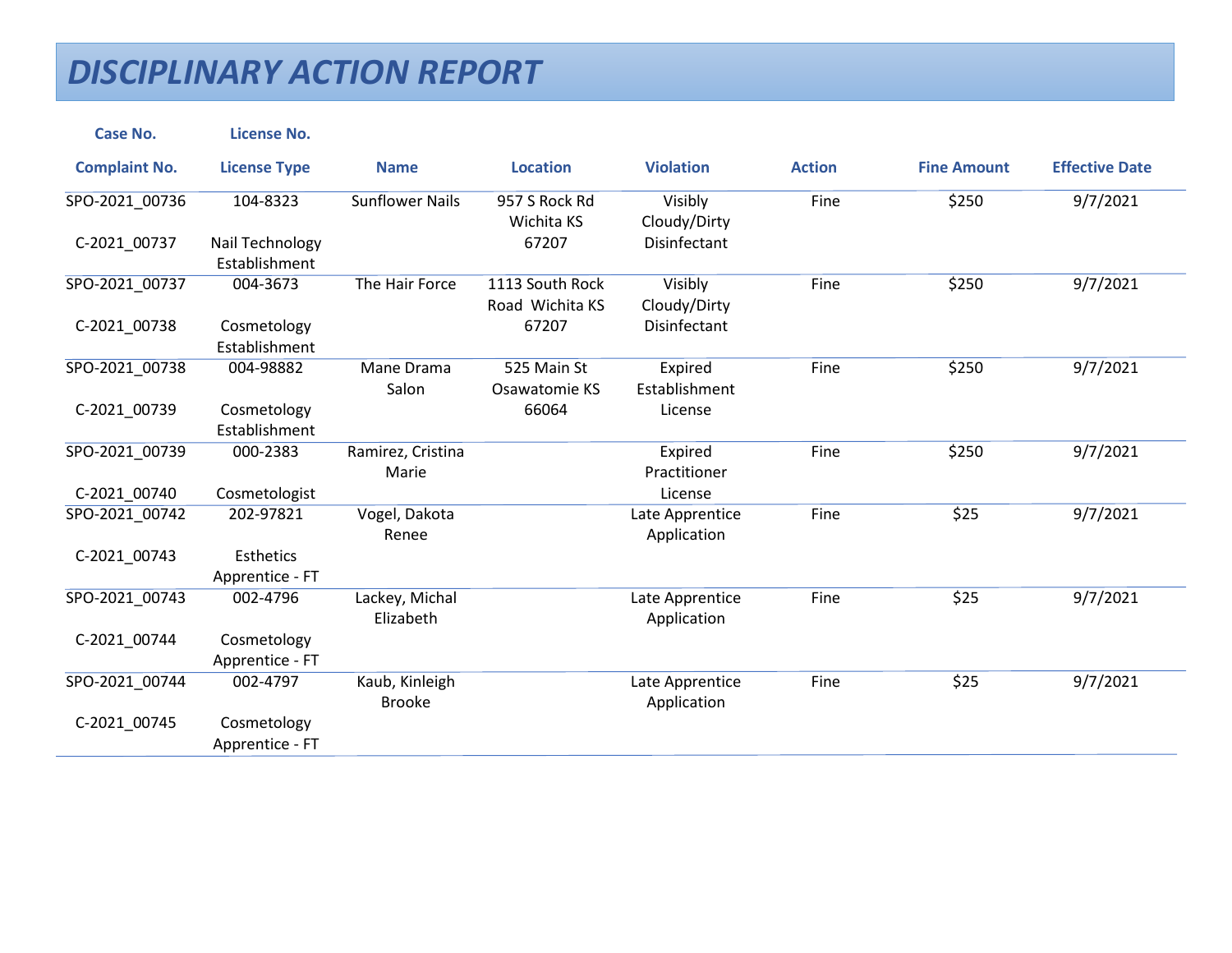# DISCIPLINARY ACTION REPORT

| Case No. / Complaint No. | License No. / License Type | Name | Location | Violation | Action | Fine Amount | Effective Date |
|---|---|---|---|---|---|---|---|
| SPO-2021_00736 C-2021_00737 | 104-8323 Nail Technology Establishment | Sunflower Nails | 957 S Rock Rd Wichita KS 67207 | Visibly Cloudy/Dirty Disinfectant | Fine | $250 | 9/7/2021 |
| SPO-2021_00737 C-2021_00738 | 004-3673 Cosmetology Establishment | The Hair Force | 1113 South Rock Road Wichita KS 67207 | Visibly Cloudy/Dirty Disinfectant | Fine | $250 | 9/7/2021 |
| SPO-2021_00738 C-2021_00739 | 004-98882 Cosmetology Establishment | Mane Drama Salon | 525 Main St Osawatomie KS 66064 | Expired Establishment License | Fine | $250 | 9/7/2021 |
| SPO-2021_00739 C-2021_00740 | 000-2383 Cosmetologist | Ramirez, Cristina Marie | | Expired Practitioner License | Fine | $250 | 9/7/2021 |
| SPO-2021_00742 C-2021_00743 | 202-97821 Esthetics Apprentice - FT | Vogel, Dakota Renee | | Late Apprentice Application | Fine | $25 | 9/7/2021 |
| SPO-2021_00743 C-2021_00744 | 002-4796 Cosmetology Apprentice - FT | Lackey, Michal Elizabeth | | Late Apprentice Application | Fine | $25 | 9/7/2021 |
| SPO-2021_00744 C-2021_00745 | 002-4797 Cosmetology Apprentice - FT | Kaub, Kinleigh Brooke | | Late Apprentice Application | Fine | $25 | 9/7/2021 |